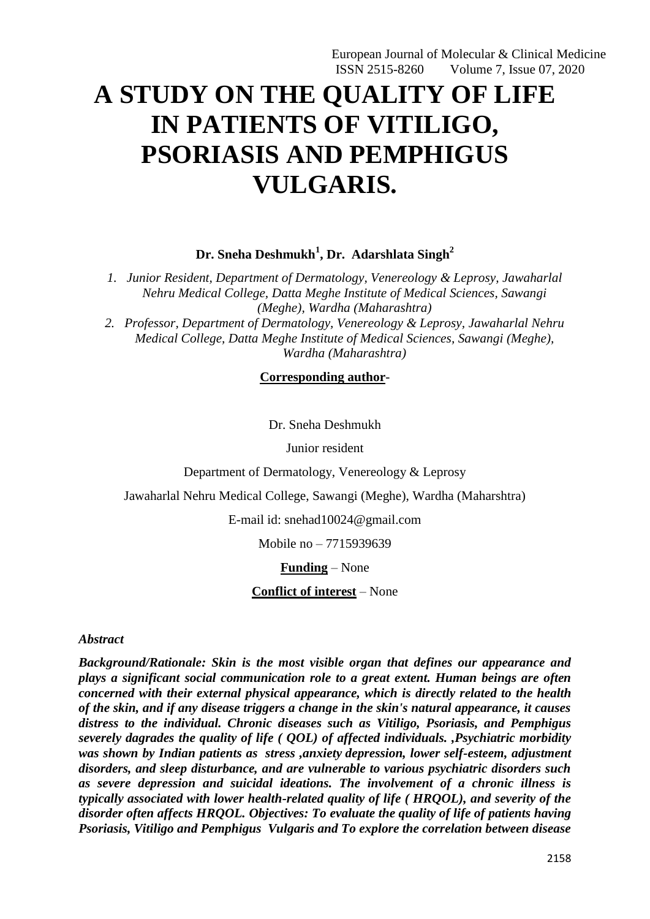# A STUDY ON THE QUALITY OF LIFE IN PATIENTS OF VITILIGO, PSORIASIS AND PEMPHIGUS VULGARIS.

**Dr. Sneha Deshmukh[1], Dr. Adarshlata Singh[2]**

1. *Junior Resident, Department of Dermatology, Venereology & Leprosy, Jawaharlal Nehru Medical College, Datta Meghe Institute of Medical Sciences, Sawangi (Meghe), Wardha (Maharashtra)*
2. *Professor, Department of Dermatology, Venereology & Leprosy, Jawaharlal Nehru Medical College, Datta Meghe Institute of Medical Sciences, Sawangi (Meghe), Wardha (Maharashtra)*

**Corresponding author**-

Dr. Sneha Deshmukh

Junior resident

Department of Dermatology, Venereology & Leprosy

Jawaharlal Nehru Medical College, Sawangi (Meghe), Wardha (Maharshtra)

E-mail id: snehad10024@gmail.com

Mobile no – 7715939639

**Funding** – None

**Conflict of interest** – None

***Abstract***

***Background/Rationale: Skin is the most visible organ that defines our appearance and plays a significant social communication role to a great extent. Human beings are often concerned with their external physical appearance, which is directly related to the health of the skin, and if any disease triggers a change in the skin's natural appearance, it causes distress to the individual. Chronic diseases such as Vitiligo, Psoriasis, and Pemphigus severely dagrades the quality of life ( QOL) of affected individuals. ,Psychiatric morbidity was shown by Indian patients as stress ,anxiety depression, lower self-esteem, adjustment disorders, and sleep disturbance, and are vulnerable to various psychiatric disorders such as severe depression and suicidal ideations. The involvement of a chronic illness is typically associated with lower health-related quality of life ( HRQOL), and severity of the disorder often affects HRQOL. Objectives: To evaluate the quality of life of patients having Psoriasis, Vitiligo and Pemphigus Vulgaris and To explore the correlation between disease***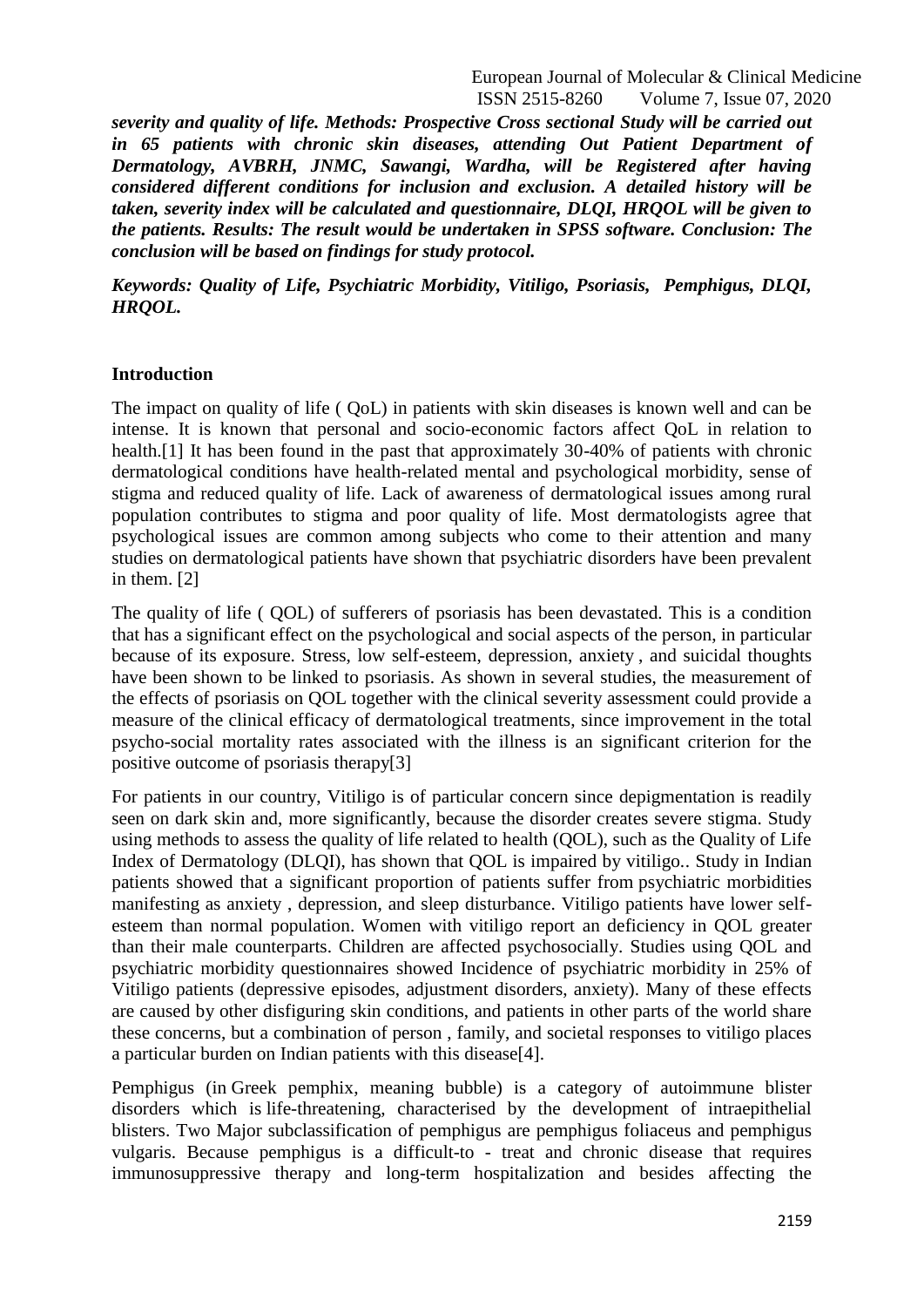***severity and quality of life. Methods: Prospective Cross sectional Study will be carried out in 65 patients with chronic skin diseases, attending Out Patient Department of Dermatology, AVBRH, JNMC, Sawangi, Wardha, will be Registered after having considered different conditions for inclusion and exclusion. A detailed history will be taken, severity index will be calculated and questionnaire, DLQI, HRQOL will be given to the patients. Results: The result would be undertaken in SPSS software. Conclusion: The conclusion will be based on findings for study protocol.***

***Keywords: Quality of Life, Psychiatric Morbidity, Vitiligo, Psoriasis, Pemphigus, DLQI, HRQOL.***

## Introduction

The impact on quality of life ( QoL) in patients with skin diseases is known well and can be intense. It is known that personal and socio-economic factors affect QoL in relation to health.[1] It has been found in the past that approximately 30-40% of patients with chronic dermatological conditions have health-related mental and psychological morbidity, sense of stigma and reduced quality of life. Lack of awareness of dermatological issues among rural population contributes to stigma and poor quality of life. Most dermatologists agree that psychological issues are common among subjects who come to their attention and many studies on dermatological patients have shown that psychiatric disorders have been prevalent in them. [2]

The quality of life ( QOL) of sufferers of psoriasis has been devastated. This is a condition that has a significant effect on the psychological and social aspects of the person, in particular because of its exposure. Stress, low self-esteem, depression, anxiety , and suicidal thoughts have been shown to be linked to psoriasis. As shown in several studies, the measurement of the effects of psoriasis on QOL together with the clinical severity assessment could provide a measure of the clinical efficacy of dermatological treatments, since improvement in the total psycho-social mortality rates associated with the illness is an significant criterion for the positive outcome of psoriasis therapy[3]

For patients in our country, Vitiligo is of particular concern since depigmentation is readily seen on dark skin and, more significantly, because the disorder creates severe stigma. Study using methods to assess the quality of life related to health (QOL), such as the Quality of Life Index of Dermatology (DLQI), has shown that QOL is impaired by vitiligo.. Study in Indian patients showed that a significant proportion of patients suffer from psychiatric morbidities manifesting as anxiety , depression, and sleep disturbance. Vitiligo patients have lower self-esteem than normal population. Women with vitiligo report an deficiency in QOL greater than their male counterparts. Children are affected psychosocially. Studies using QOL and psychiatric morbidity questionnaires showed Incidence of psychiatric morbidity in 25% of Vitiligo patients (depressive episodes, adjustment disorders, anxiety). Many of these effects are caused by other disfiguring skin conditions, and patients in other parts of the world share these concerns, but a combination of person , family, and societal responses to vitiligo places a particular burden on Indian patients with this disease[4].

Pemphigus (in Greek pemphix, meaning bubble) is a category of autoimmune blister disorders which is life-threatening, characterised by the development of intraepithelial blisters. Two Major subclassification of pemphigus are pemphigus foliaceus and pemphigus vulgaris. Because pemphigus is a difficult-to - treat and chronic disease that requires immunosuppressive therapy and long-term hospitalization and besides affecting the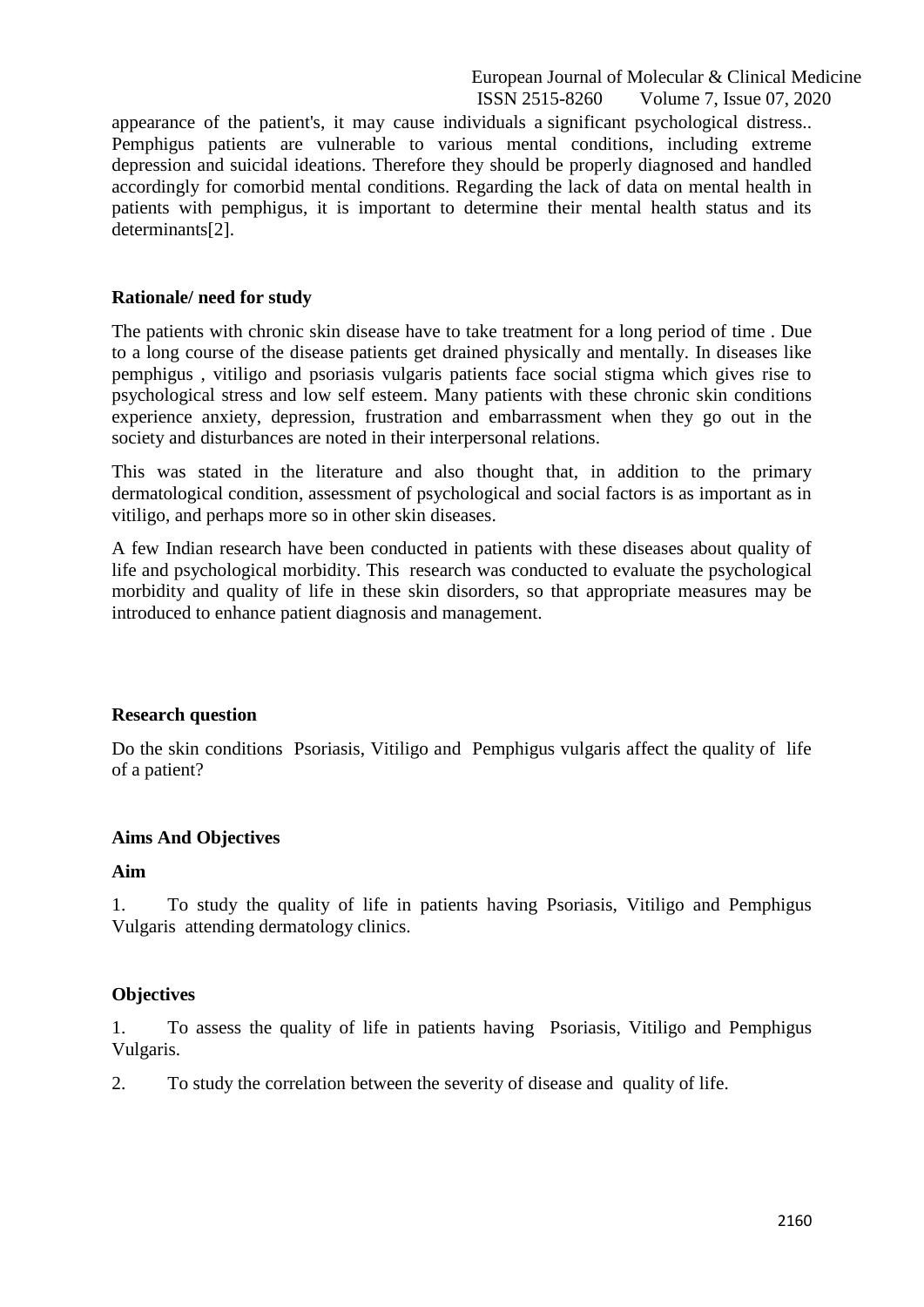appearance of the patient's, it may cause individuals a significant psychological distress.. Pemphigus patients are vulnerable to various mental conditions, including extreme depression and suicidal ideations. Therefore they should be properly diagnosed and handled accordingly for comorbid mental conditions. Regarding the lack of data on mental health in patients with pemphigus, it is important to determine their mental health status and its determinants[2].

**Rationale/ need for study**

The patients with chronic skin disease have to take treatment for a long period of time . Due to a long course of the disease patients get drained physically and mentally. In diseases like pemphigus , vitiligo and psoriasis vulgaris patients face social stigma which gives rise to psychological stress and low self esteem. Many patients with these chronic skin conditions experience anxiety, depression, frustration and embarrassment when they go out in the society and disturbances are noted in their interpersonal relations.

This was stated in the literature and also thought that, in addition to the primary dermatological condition, assessment of psychological and social factors is as important as in vitiligo, and perhaps more so in other skin diseases.

A few Indian research have been conducted in patients with these diseases about quality of life and psychological morbidity. This research was conducted to evaluate the psychological morbidity and quality of life in these skin disorders, so that appropriate measures may be introduced to enhance patient diagnosis and management.

**Research question**

Do the skin conditions Psoriasis, Vitiligo and Pemphigus vulgaris affect the quality of life of a patient?

**Aims And Objectives**

**Aim**

1. To study the quality of life in patients having Psoriasis, Vitiligo and Pemphigus Vulgaris attending dermatology clinics.

**Objectives**

1. To assess the quality of life in patients having Psoriasis, Vitiligo and Pemphigus Vulgaris.
2. To study the correlation between the severity of disease and quality of life.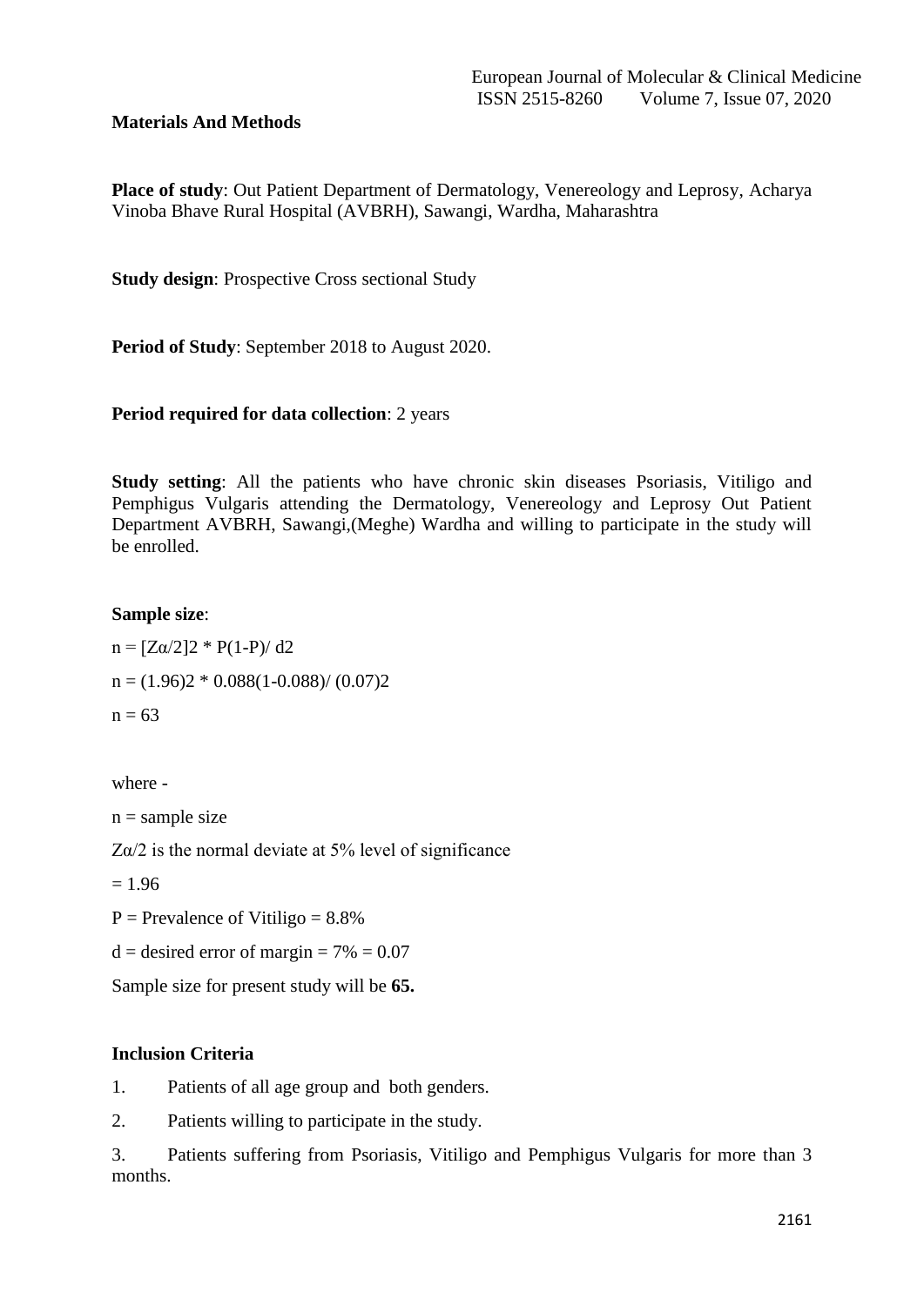## Materials And Methods

**Place of study**: Out Patient Department of Dermatology, Venereology and Leprosy, Acharya Vinoba Bhave Rural Hospital (AVBRH), Sawangi, Wardha, Maharashtra

**Study design**: Prospective Cross sectional Study

**Period of Study**: September 2018 to August 2020.

**Period required for data collection**: 2 years

**Study setting**: All the patients who have chronic skin diseases Psoriasis, Vitiligo and Pemphigus Vulgaris attending the Dermatology, Venereology and Leprosy Out Patient Department AVBRH, Sawangi,(Meghe) Wardha and willing to participate in the study will be enrolled.

**Sample size**:

$n = [Z\alpha/2]2 * P(1-P)/ d2$

$n = (1.96)2 * 0.088(1-0.088)/ (0.07)2$

$n = 63$

where -

n = sample size

$Z\alpha/2$ is the normal deviate at 5% level of significance

= 1.96

P = Prevalence of Vitiligo = 8.8%

d = desired error of margin = 7% = 0.07

Sample size for present study will be **65.**

### Inclusion Criteria

1. Patients of all age group and both genders.
2. Patients willing to participate in the study.
3. Patients suffering from Psoriasis, Vitiligo and Pemphigus Vulgaris for more than 3 months.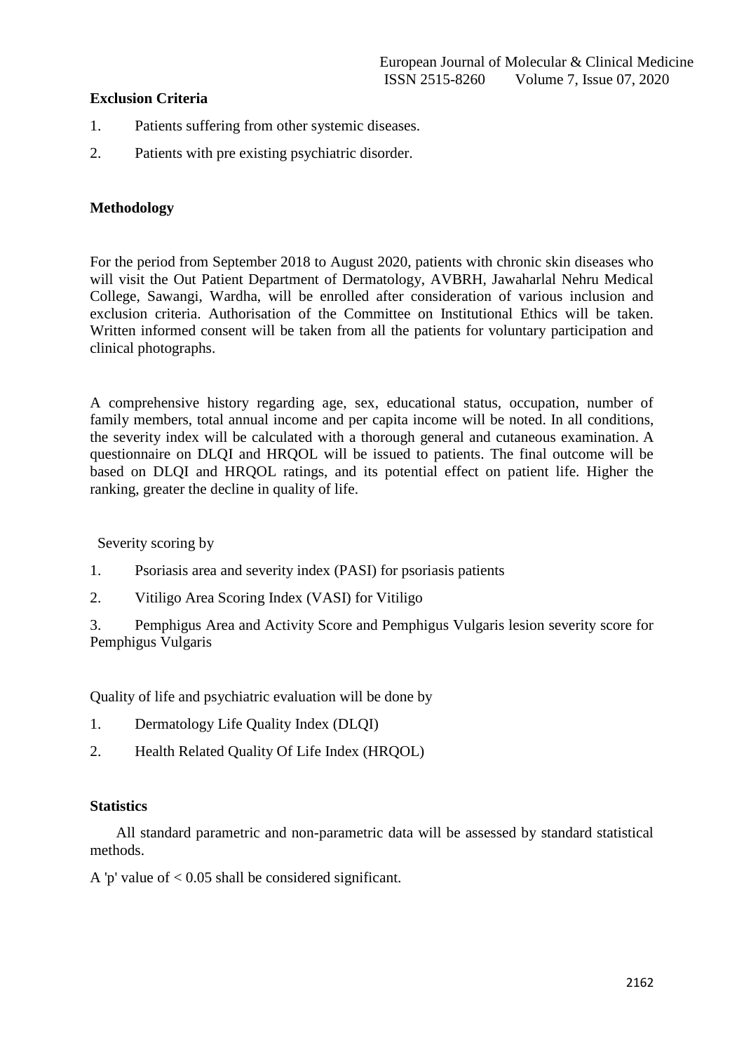**Exclusion Criteria**

1. Patients suffering from other systemic diseases.
2. Patients with pre existing psychiatric disorder.

**Methodology**

For the period from September 2018 to August 2020, patients with chronic skin diseases who will visit the Out Patient Department of Dermatology, AVBRH, Jawaharlal Nehru Medical College, Sawangi, Wardha, will be enrolled after consideration of various inclusion and exclusion criteria. Authorisation of the Committee on Institutional Ethics will be taken. Written informed consent will be taken from all the patients for voluntary participation and clinical photographs.

A comprehensive history regarding age, sex, educational status, occupation, number of family members, total annual income and per capita income will be noted. In all conditions, the severity index will be calculated with a thorough general and cutaneous examination. A questionnaire on DLQI and HRQOL will be issued to patients. The final outcome will be based on DLQI and HRQOL ratings, and its potential effect on patient life. Higher the ranking, greater the decline in quality of life.

Severity scoring by

1. Psoriasis area and severity index (PASI) for psoriasis patients
2. Vitiligo Area Scoring Index (VASI) for Vitiligo
3. Pemphigus Area and Activity Score and Pemphigus Vulgaris lesion severity score for Pemphigus Vulgaris

Quality of life and psychiatric evaluation will be done by

1. Dermatology Life Quality Index (DLQI)
2. Health Related Quality Of Life Index (HRQOL)

**Statistics**

All standard parametric and non-parametric data will be assessed by standard statistical methods.

A 'p' value of < 0.05 shall be considered significant.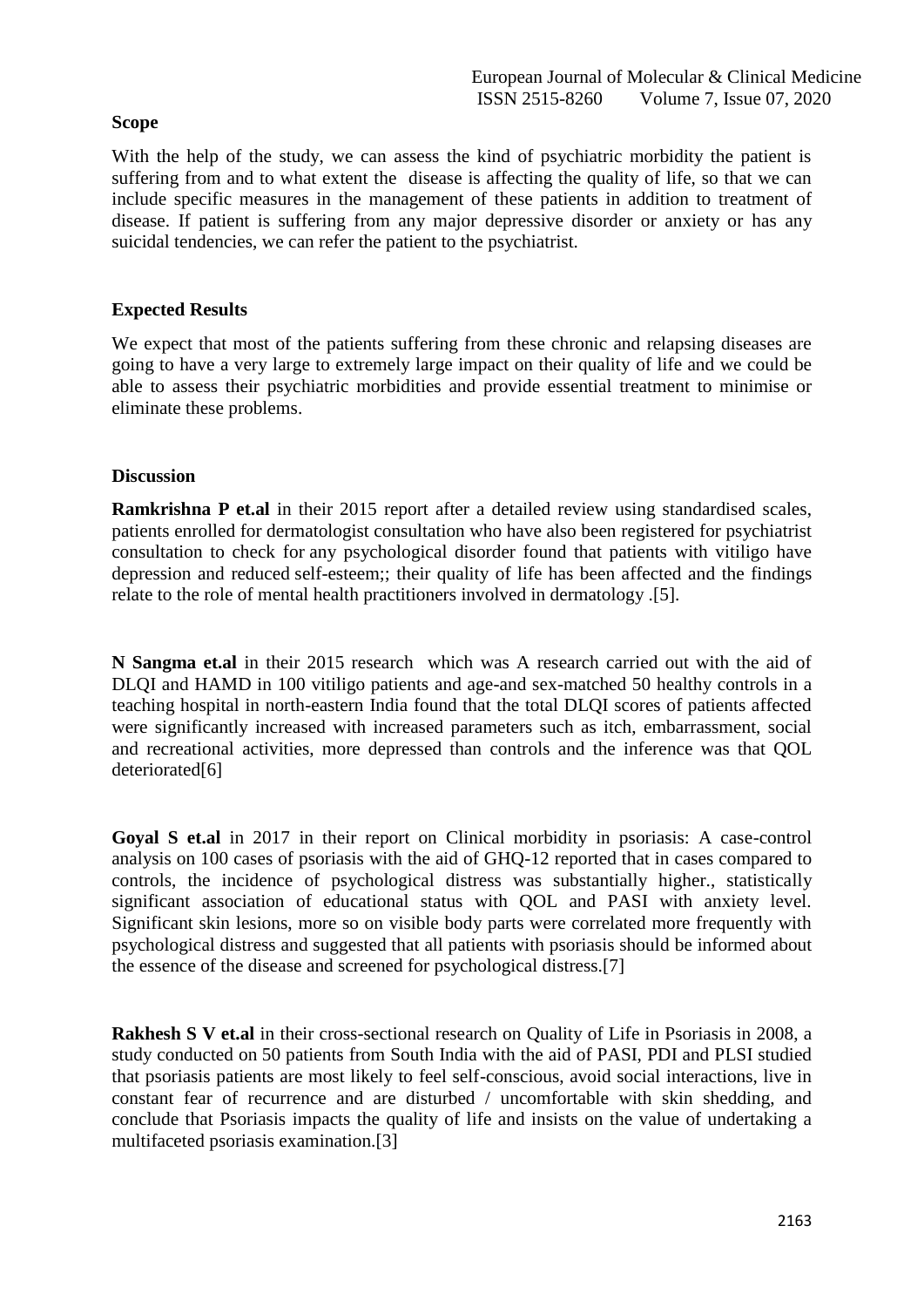## Scope

With the help of the study, we can assess the kind of psychiatric morbidity the patient is suffering from and to what extent the disease is affecting the quality of life, so that we can include specific measures in the management of these patients in addition to treatment of disease. If patient is suffering from any major depressive disorder or anxiety or has any suicidal tendencies, we can refer the patient to the psychiatrist.

## Expected Results

We expect that most of the patients suffering from these chronic and relapsing diseases are going to have a very large to extremely large impact on their quality of life and we could be able to assess their psychiatric morbidities and provide essential treatment to minimise or eliminate these problems.

## Discussion

**Ramkrishna P et.al** in their 2015 report after a detailed review using standardised scales, patients enrolled for dermatologist consultation who have also been registered for psychiatrist consultation to check for any psychological disorder found that patients with vitiligo have depression and reduced self-esteem;; their quality of life has been affected and the findings relate to the role of mental health practitioners involved in dermatology .[5].

**N Sangma et.al** in their 2015 research which was A research carried out with the aid of DLQI and HAMD in 100 vitiligo patients and age-and sex-matched 50 healthy controls in a teaching hospital in north-eastern India found that the total DLQI scores of patients affected were significantly increased with increased parameters such as itch, embarrassment, social and recreational activities, more depressed than controls and the inference was that QOL deteriorated[6]

**Goyal S et.al** in 2017 in their report on Clinical morbidity in psoriasis: A case-control analysis on 100 cases of psoriasis with the aid of GHQ-12 reported that in cases compared to controls, the incidence of psychological distress was substantially higher., statistically significant association of educational status with QOL and PASI with anxiety level. Significant skin lesions, more so on visible body parts were correlated more frequently with psychological distress and suggested that all patients with psoriasis should be informed about the essence of the disease and screened for psychological distress.[7]

**Rakhesh S V et.al** in their cross-sectional research on Quality of Life in Psoriasis in 2008, a study conducted on 50 patients from South India with the aid of PASI, PDI and PLSI studied that psoriasis patients are most likely to feel self-conscious, avoid social interactions, live in constant fear of recurrence and are disturbed / uncomfortable with skin shedding, and conclude that Psoriasis impacts the quality of life and insists on the value of undertaking a multifaceted psoriasis examination.[3]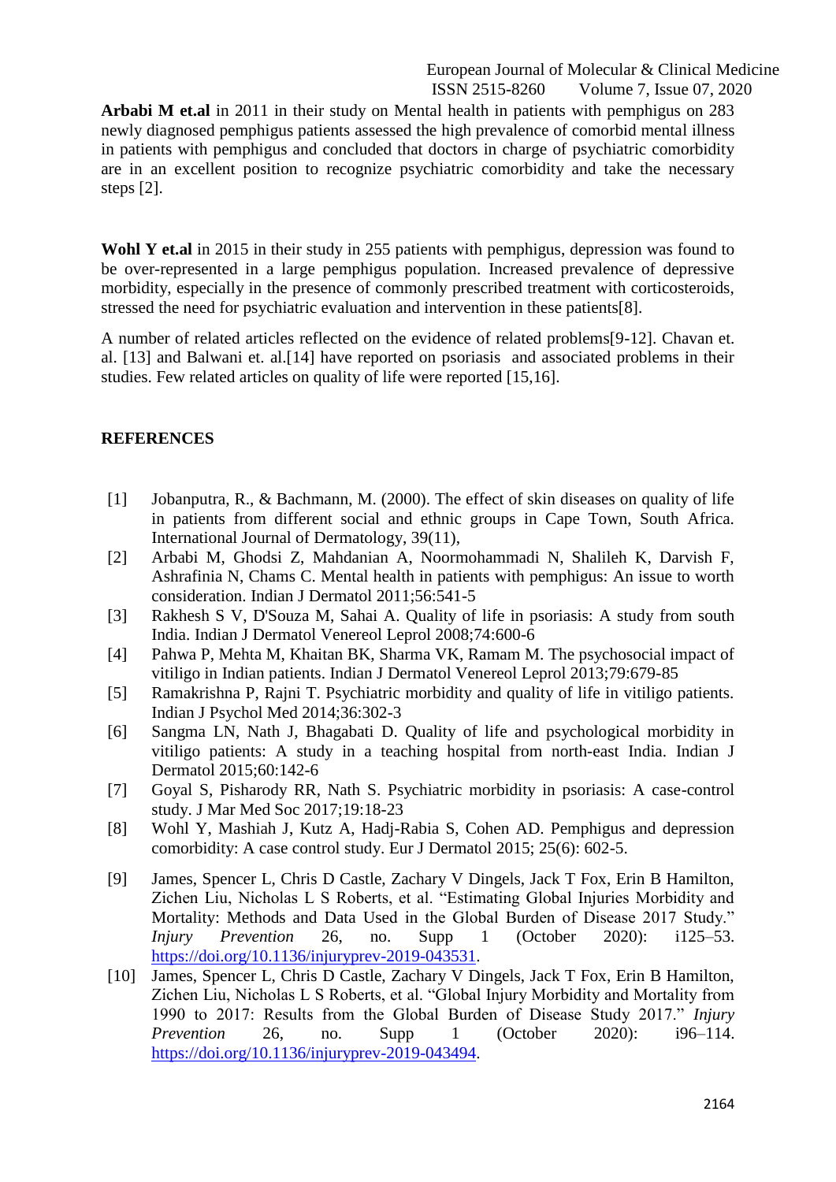**Arbabi M et.al** in 2011 in their study on Mental health in patients with pemphigus on 283 newly diagnosed pemphigus patients assessed the high prevalence of comorbid mental illness in patients with pemphigus and concluded that doctors in charge of psychiatric comorbidity are in an excellent position to recognize psychiatric comorbidity and take the necessary steps [2].

**Wohl Y et.al** in 2015 in their study in 255 patients with pemphigus, depression was found to be over-represented in a large pemphigus population. Increased prevalence of depressive morbidity, especially in the presence of commonly prescribed treatment with corticosteroids, stressed the need for psychiatric evaluation and intervention in these patients[8].

A number of related articles reflected on the evidence of related problems[9-12]. Chavan et. al. [13] and Balwani et. al.[14] have reported on psoriasis and associated problems in their studies. Few related articles on quality of life were reported [15,16].

## REFERENCES

[1] Jobanputra, R., & Bachmann, M. (2000). The effect of skin diseases on quality of life in patients from different social and ethnic groups in Cape Town, South Africa. International Journal of Dermatology, 39(11),

[2] Arbabi M, Ghodsi Z, Mahdanian A, Noormohammadi N, Shalileh K, Darvish F, Ashrafinia N, Chams C. Mental health in patients with pemphigus: An issue to worth consideration. Indian J Dermatol 2011;56:541-5

[3] Rakhesh S V, D'Souza M, Sahai A. Quality of life in psoriasis: A study from south India. Indian J Dermatol Venereol Leprol 2008;74:600-6

[4] Pahwa P, Mehta M, Khaitan BK, Sharma VK, Ramam M. The psychosocial impact of vitiligo in Indian patients. Indian J Dermatol Venereol Leprol 2013;79:679-85

[5] Ramakrishna P, Rajni T. Psychiatric morbidity and quality of life in vitiligo patients. Indian J Psychol Med 2014;36:302-3

[6] Sangma LN, Nath J, Bhagabati D. Quality of life and psychological morbidity in vitiligo patients: A study in a teaching hospital from north-east India. Indian J Dermatol 2015;60:142-6

[7] Goyal S, Pisharody RR, Nath S. Psychiatric morbidity in psoriasis: A case-control study. J Mar Med Soc 2017;19:18-23

[8] Wohl Y, Mashiah J, Kutz A, Hadj-Rabia S, Cohen AD. Pemphigus and depression comorbidity: A case control study. Eur J Dermatol 2015; 25(6): 602-5.

[9] James, Spencer L, Chris D Castle, Zachary V Dingels, Jack T Fox, Erin B Hamilton, Zichen Liu, Nicholas L S Roberts, et al. "Estimating Global Injuries Morbidity and Mortality: Methods and Data Used in the Global Burden of Disease 2017 Study." *Injury Prevention* 26, no. Supp 1 (October 2020): i125–53. https://doi.org/10.1136/injuryprev-2019-043531.

[10] James, Spencer L, Chris D Castle, Zachary V Dingels, Jack T Fox, Erin B Hamilton, Zichen Liu, Nicholas L S Roberts, et al. "Global Injury Morbidity and Mortality from 1990 to 2017: Results from the Global Burden of Disease Study 2017." *Injury Prevention* 26, no. Supp 1 (October 2020): i96–114. https://doi.org/10.1136/injuryprev-2019-043494.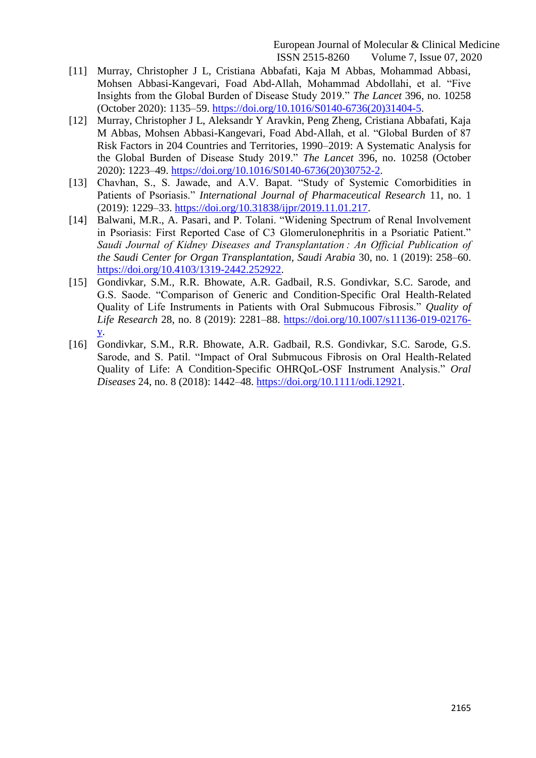[11] Murray, Christopher J L, Cristiana Abbafati, Kaja M Abbas, Mohammad Abbasi, Mohsen Abbasi-Kangevari, Foad Abd-Allah, Mohammad Abdollahi, et al. "Five Insights from the Global Burden of Disease Study 2019." *The Lancet* 396, no. 10258 (October 2020): 1135–59. https://doi.org/10.1016/S0140-6736(20)31404-5.

[12] Murray, Christopher J L, Aleksandr Y Aravkin, Peng Zheng, Cristiana Abbafati, Kaja M Abbas, Mohsen Abbasi-Kangevari, Foad Abd-Allah, et al. "Global Burden of 87 Risk Factors in 204 Countries and Territories, 1990–2019: A Systematic Analysis for the Global Burden of Disease Study 2019." *The Lancet* 396, no. 10258 (October 2020): 1223–49. https://doi.org/10.1016/S0140-6736(20)30752-2.

[13] Chavhan, S., S. Jawade, and A.V. Bapat. "Study of Systemic Comorbidities in Patients of Psoriasis." *International Journal of Pharmaceutical Research* 11, no. 1 (2019): 1229–33. https://doi.org/10.31838/ijpr/2019.11.01.217.

[14] Balwani, M.R., A. Pasari, and P. Tolani. "Widening Spectrum of Renal Involvement in Psoriasis: First Reported Case of C3 Glomerulonephritis in a Psoriatic Patient." *Saudi Journal of Kidney Diseases and Transplantation : An Official Publication of the Saudi Center for Organ Transplantation, Saudi Arabia* 30, no. 1 (2019): 258–60. https://doi.org/10.4103/1319-2442.252922.

[15] Gondivkar, S.M., R.R. Bhowate, A.R. Gadbail, R.S. Gondivkar, S.C. Sarode, and G.S. Saode. "Comparison of Generic and Condition-Specific Oral Health-Related Quality of Life Instruments in Patients with Oral Submucous Fibrosis." *Quality of Life Research* 28, no. 8 (2019): 2281–88. https://doi.org/10.1007/s11136-019-02176-y.

[16] Gondivkar, S.M., R.R. Bhowate, A.R. Gadbail, R.S. Gondivkar, S.C. Sarode, G.S. Sarode, and S. Patil. "Impact of Oral Submucous Fibrosis on Oral Health-Related Quality of Life: A Condition-Specific OHRQoL-OSF Instrument Analysis." *Oral Diseases* 24, no. 8 (2018): 1442–48. https://doi.org/10.1111/odi.12921.